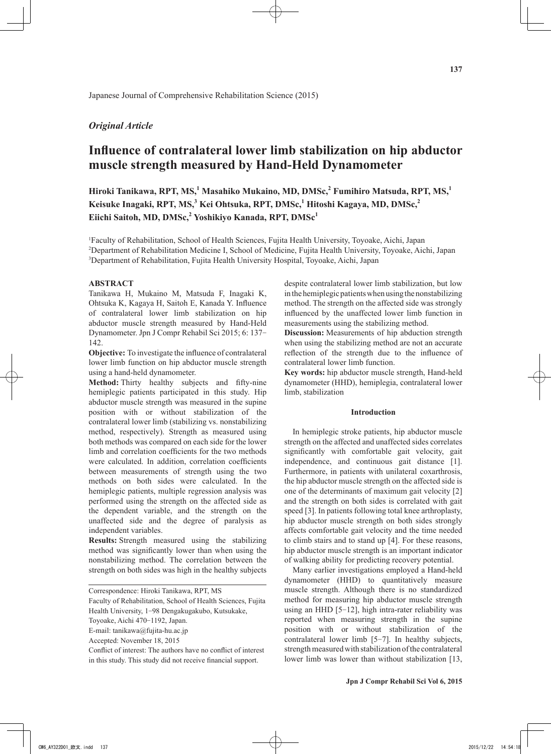Japanese Journal of Comprehensive Rehabilitation Science (2015)

*Original Article*

# Influence of contralateral lower limb stabilization on hip abductor muscle strength measured by Hand-Held Dynamometer

**Hiroki Tanikawa, RPT, MS,[1] Masahiko Mukaino, MD, DMSc,[2] Fumihiro Matsuda, RPT, MS,[1] Keisuke Inagaki, RPT, MS,[3] Kei Ohtsuka, RPT, DMSc,[1] Hitoshi Kagaya, MD, DMSc,[2] Eiichi Saitoh, MD, DMSc,[2] Yoshikiyo Kanada, RPT, DMSc[1]**

[1]Faculty of Rehabilitation, School of Health Sciences, Fujita Health University, Toyoake, Aichi, Japan
[2]Department of Rehabilitation Medicine I, School of Medicine, Fujita Health University, Toyoake, Aichi, Japan
[3]Department of Rehabilitation, Fujita Health University Hospital, Toyoake, Aichi, Japan

## ABSTRACT

Tanikawa H, Mukaino M, Matsuda F, Inagaki K, Ohtsuka K, Kagaya H, Saitoh E, Kanada Y. Influence of contralateral lower limb stabilization on hip abductor muscle strength measured by Hand-Held Dynamometer. Jpn J Compr Rehabil Sci 2015; 6: 137−142.

**Objective:** To investigate the influence of contralateral lower limb function on hip abductor muscle strength using a hand-held dynamometer.

**Method:** Thirty healthy subjects and fifty-nine hemiplegic patients participated in this study. Hip abductor muscle strength was measured in the supine position with or without stabilization of the contralateral lower limb (stabilizing vs. nonstabilizing method, respectively). Strength as measured using both methods was compared on each side for the lower limb and correlation coefficients for the two methods were calculated. In addition, correlation coefficients between measurements of strength using the two methods on both sides were calculated. In the hemiplegic patients, multiple regression analysis was performed using the strength on the affected side as the dependent variable, and the strength on the unaffected side and the degree of paralysis as independent variables.

**Results:** Strength measured using the stabilizing method was significantly lower than when using the nonstabilizing method. The correlation between the strength on both sides was high in the healthy subjects despite contralateral lower limb stabilization, but low in the hemiplegic patients when using the nonstabilizing method. The strength on the affected side was strongly influenced by the unaffected lower limb function in measurements using the stabilizing method.

**Discussion:** Measurements of hip abduction strength when using the stabilizing method are not an accurate reflection of the strength due to the influence of contralateral lower limb function.

**Key words:** hip abductor muscle strength, Hand-held dynamometer (HHD), hemiplegia, contralateral lower limb, stabilization

Correspondence: Hiroki Tanikawa, RPT, MS
Faculty of Rehabilitation, School of Health Sciences, Fujita Health University, 1−98 Dengakugakubo, Kutsukake, Toyoake, Aichi 470−1192, Japan.
E-mail: tanikawa@fujita-hu.ac.jp
Accepted: November 18, 2015
Conflict of interest: The authors have no conflict of interest in this study. This study did not receive financial support.

## Introduction

In hemiplegic stroke patients, hip abductor muscle strength on the affected and unaffected sides correlates significantly with comfortable gait velocity, gait independence, and continuous gait distance [1]. Furthermore, in patients with unilateral coxarthrosis, the hip abductor muscle strength on the affected side is one of the determinants of maximum gait velocity [2] and the strength on both sides is correlated with gait speed [3]. In patients following total knee arthroplasty, hip abductor muscle strength on both sides strongly affects comfortable gait velocity and the time needed to climb stairs and to stand up [4]. For these reasons, hip abductor muscle strength is an important indicator of walking ability for predicting recovery potential.

Many earlier investigations employed a Hand-held dynamometer (HHD) to quantitatively measure muscle strength. Although there is no standardized method for measuring hip abductor muscle strength using an HHD [5−12], high intra-rater reliability was reported when measuring strength in the supine position with or without stabilization of the contralateral lower limb [5−7]. In healthy subjects, strength measured with stabilization of the contralateral lower limb was lower than without stabilization [13,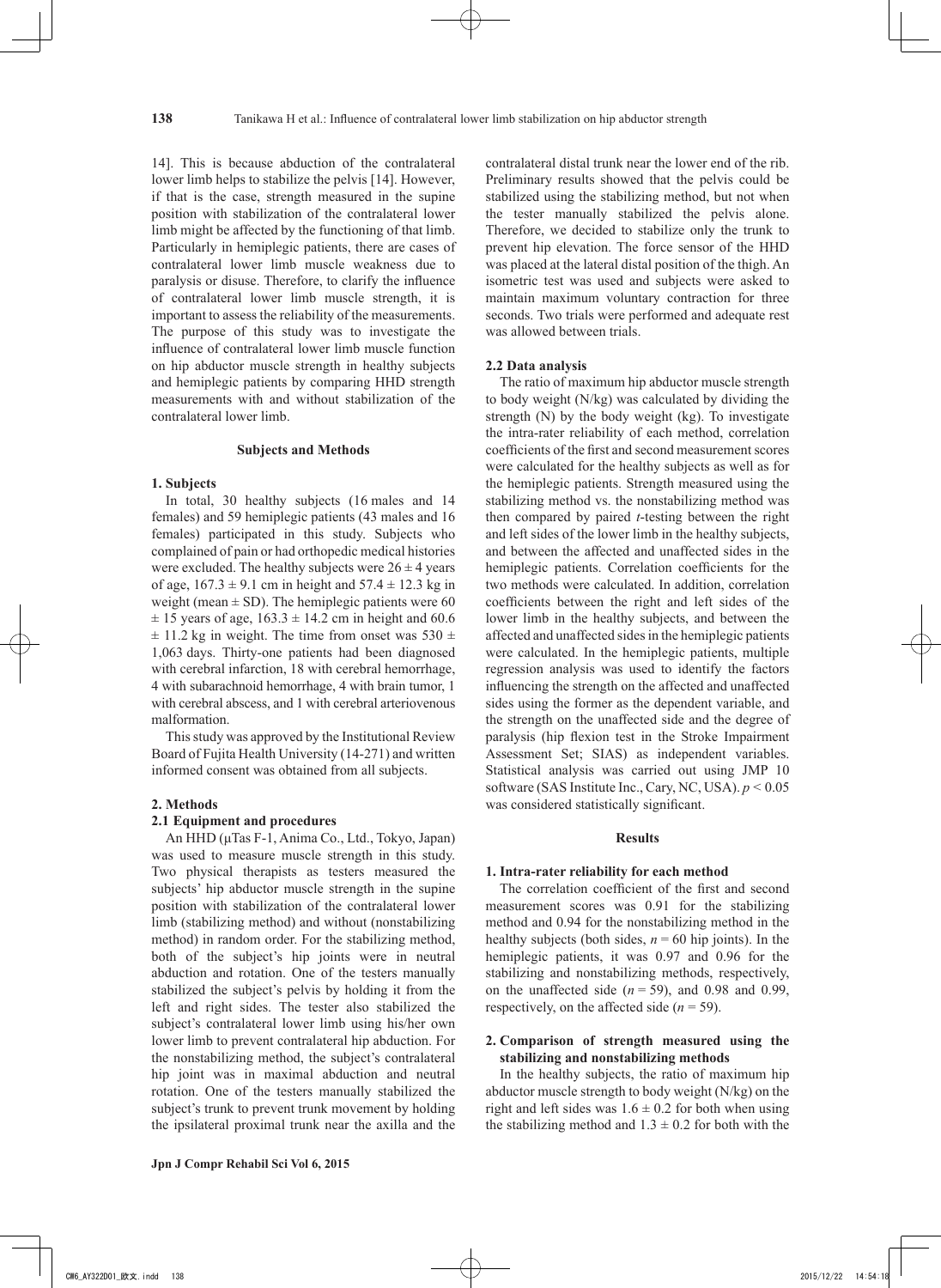14]. This is because abduction of the contralateral lower limb helps to stabilize the pelvis [14]. However, if that is the case, strength measured in the supine position with stabilization of the contralateral lower limb might be affected by the functioning of that limb. Particularly in hemiplegic patients, there are cases of contralateral lower limb muscle weakness due to paralysis or disuse. Therefore, to clarify the influence of contralateral lower limb muscle strength, it is important to assess the reliability of the measurements. The purpose of this study was to investigate the influence of contralateral lower limb muscle function on hip abductor muscle strength in healthy subjects and hemiplegic patients by comparing HHD strength measurements with and without stabilization of the contralateral lower limb.

## Subjects and Methods

### 1. Subjects

In total, 30 healthy subjects (16 males and 14 females) and 59 hemiplegic patients (43 males and 16 females) participated in this study. Subjects who complained of pain or had orthopedic medical histories were excluded. The healthy subjects were $26 \pm 4$ years of age, $167.3 \pm 9.1$ cm in height and $57.4 \pm 12.3$ kg in weight (mean $\pm$ SD). The hemiplegic patients were 60 $\pm$ 15 years of age, $163.3 \pm 14.2$ cm in height and 60.6 $\pm$ 11.2 kg in weight. The time from onset was 530 $\pm$ 1,063 days. Thirty-one patients had been diagnosed with cerebral infarction, 18 with cerebral hemorrhage, 4 with subarachnoid hemorrhage, 4 with brain tumor, 1 with cerebral abscess, and 1 with cerebral arteriovenous malformation.

This study was approved by the Institutional Review Board of Fujita Health University (14-271) and written informed consent was obtained from all subjects.

### 2. Methods

#### 2.1 Equipment and procedures

An HHD (μTas F-1, Anima Co., Ltd., Tokyo, Japan) was used to measure muscle strength in this study. Two physical therapists as testers measured the subjects' hip abductor muscle strength in the supine position with stabilization of the contralateral lower limb (stabilizing method) and without (nonstabilizing method) in random order. For the stabilizing method, both of the subject's hip joints were in neutral abduction and rotation. One of the testers manually stabilized the subject's pelvis by holding it from the left and right sides. The tester also stabilized the subject's contralateral lower limb using his/her own lower limb to prevent contralateral hip abduction. For the nonstabilizing method, the subject's contralateral hip joint was in maximal abduction and neutral rotation. One of the testers manually stabilized the subject's trunk to prevent trunk movement by holding the ipsilateral proximal trunk near the axilla and the contralateral distal trunk near the lower end of the rib. Preliminary results showed that the pelvis could be stabilized using the stabilizing method, but not when the tester manually stabilized the pelvis alone. Therefore, we decided to stabilize only the trunk to prevent hip elevation. The force sensor of the HHD was placed at the lateral distal position of the thigh. An isometric test was used and subjects were asked to maintain maximum voluntary contraction for three seconds. Two trials were performed and adequate rest was allowed between trials.

#### 2.2 Data analysis

The ratio of maximum hip abductor muscle strength to body weight (N/kg) was calculated by dividing the strength (N) by the body weight (kg). To investigate the intra-rater reliability of each method, correlation coefficients of the first and second measurement scores were calculated for the healthy subjects as well as for the hemiplegic patients. Strength measured using the stabilizing method vs. the nonstabilizing method was then compared by paired *t*-testing between the right and left sides of the lower limb in the healthy subjects, and between the affected and unaffected sides in the hemiplegic patients. Correlation coefficients for the two methods were calculated. In addition, correlation coefficients between the right and left sides of the lower limb in the healthy subjects, and between the affected and unaffected sides in the hemiplegic patients were calculated. In the hemiplegic patients, multiple regression analysis was used to identify the factors influencing the strength on the affected and unaffected sides using the former as the dependent variable, and the strength on the unaffected side and the degree of paralysis (hip flexion test in the Stroke Impairment Assessment Set; SIAS) as independent variables. Statistical analysis was carried out using JMP 10 software (SAS Institute Inc., Cary, NC, USA). $p < 0.05$ was considered statistically significant.

## Results

### 1. Intra-rater reliability for each method

The correlation coefficient of the first and second measurement scores was 0.91 for the stabilizing method and 0.94 for the nonstabilizing method in the healthy subjects (both sides, $n = 60$ hip joints). In the hemiplegic patients, it was 0.97 and 0.96 for the stabilizing and nonstabilizing methods, respectively, on the unaffected side ($n = 59$), and 0.98 and 0.99, respectively, on the affected side ($n = 59$).

### 2. Comparison of strength measured using the stabilizing and nonstabilizing methods

In the healthy subjects, the ratio of maximum hip abductor muscle strength to body weight (N/kg) on the right and left sides was $1.6 \pm 0.2$ for both when using the stabilizing method and $1.3 \pm 0.2$ for both with the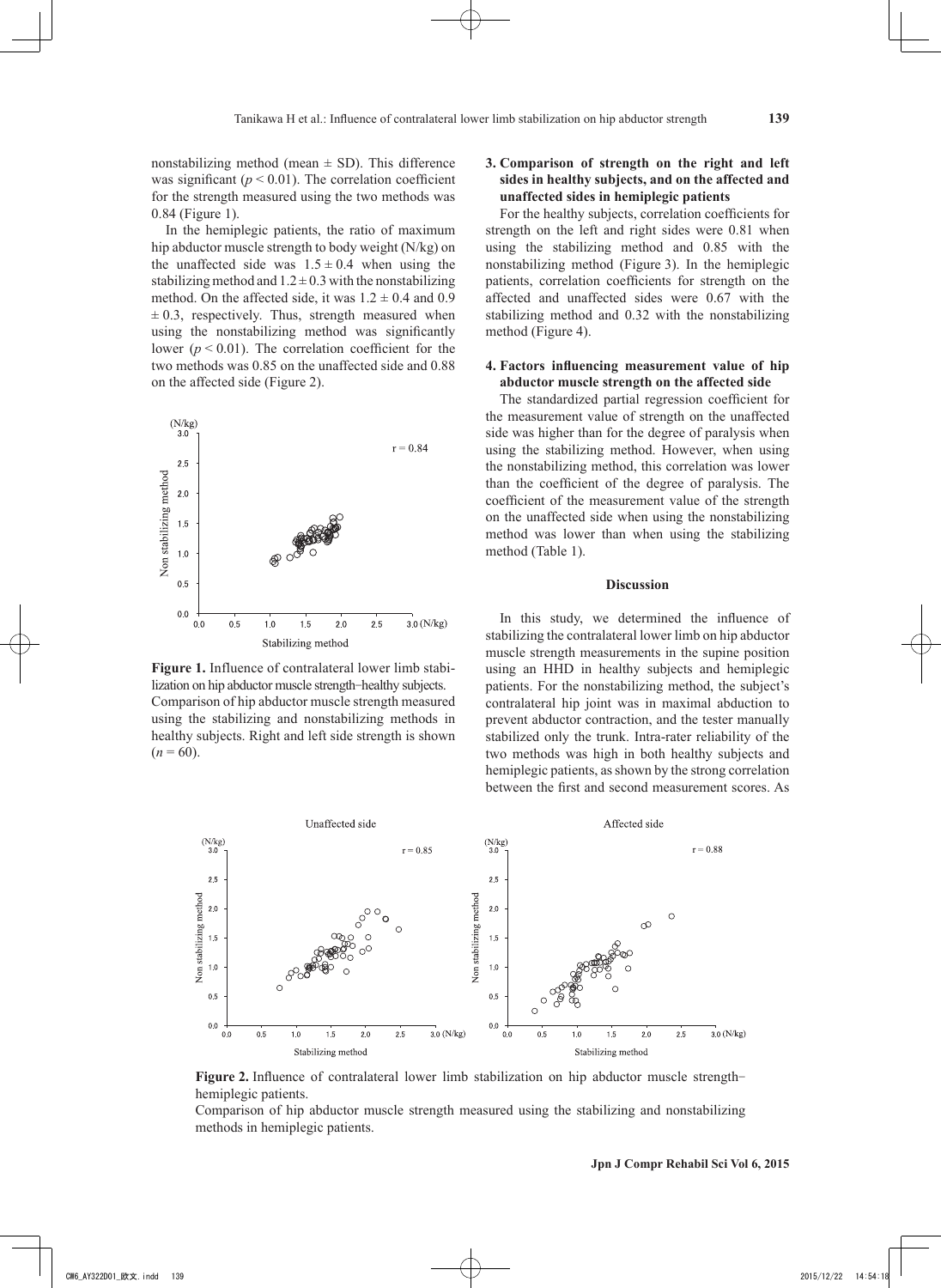nonstabilizing method (mean ± SD). This difference was significant ($p < 0.01$). The correlation coefficient for the strength measured using the two methods was 0.84 (Figure 1).

In the hemiplegic patients, the ratio of maximum hip abductor muscle strength to body weight (N/kg) on the unaffected side was 1.5 ± 0.4 when using the stabilizing method and 1.2 ± 0.3 with the nonstabilizing method. On the affected side, it was 1.2 ± 0.4 and 0.9 ± 0.3, respectively. Thus, strength measured when using the nonstabilizing method was significantly lower ($p < 0.01$). The correlation coefficient for the two methods was 0.85 on the unaffected side and 0.88 on the affected side (Figure 2).

**Figure 1.** Influence of contralateral lower limb stabilization on hip abductor muscle strength−healthy subjects.
Comparison of hip abductor muscle strength measured using the stabilizing and nonstabilizing methods in healthy subjects. Right and left side strength is shown ($n = 60$).

### 3. Comparison of strength on the right and left sides in healthy subjects, and on the affected and unaffected sides in hemiplegic patients

For the healthy subjects, correlation coefficients for strength on the left and right sides were 0.81 when using the stabilizing method and 0.85 with the nonstabilizing method (Figure 3). In the hemiplegic patients, correlation coefficients for strength on the affected and unaffected sides were 0.67 with the stabilizing method and 0.32 with the nonstabilizing method (Figure 4).

### 4. Factors influencing measurement value of hip abductor muscle strength on the affected side

The standardized partial regression coefficient for the measurement value of strength on the unaffected side was higher than for the degree of paralysis when using the stabilizing method. However, when using the nonstabilizing method, this correlation was lower than the coefficient of the degree of paralysis. The coefficient of the measurement value of the strength on the unaffected side when using the nonstabilizing method was lower than when using the stabilizing method (Table 1).

## Discussion

In this study, we determined the influence of stabilizing the contralateral lower limb on hip abductor muscle strength measurements in the supine position using an HHD in healthy subjects and hemiplegic patients. For the nonstabilizing method, the subject's contralateral hip joint was in maximal abduction to prevent abductor contraction, and the tester manually stabilized only the trunk. Intra-rater reliability of the two methods was high in both healthy subjects and hemiplegic patients, as shown by the strong correlation between the first and second measurement scores. As

**Figure 2.** Influence of contralateral lower limb stabilization on hip abductor muscle strength−hemiplegic patients.
Comparison of hip abductor muscle strength measured using the stabilizing and nonstabilizing methods in hemiplegic patients.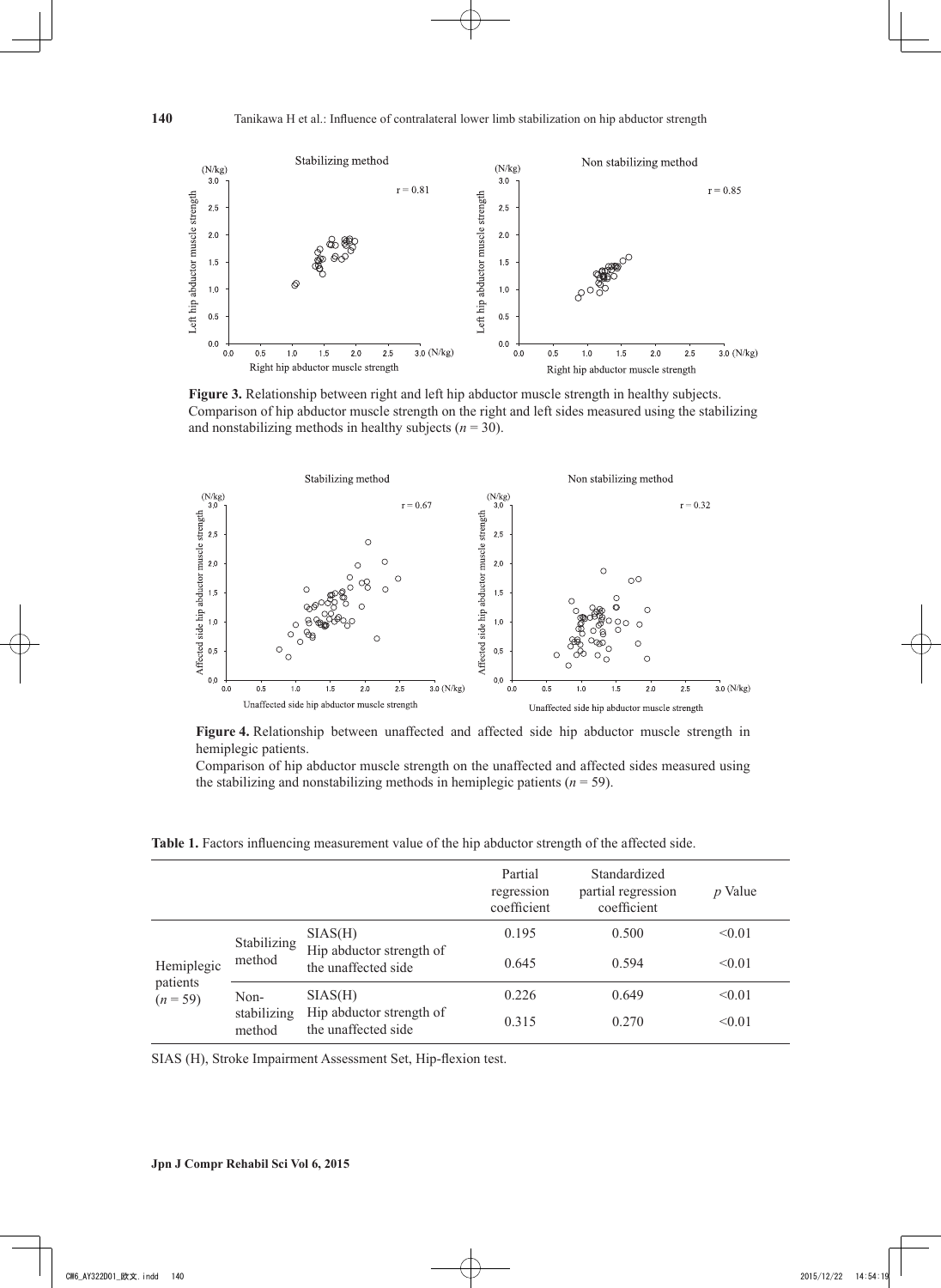**Figure 3.** Relationship between right and left hip abductor muscle strength in healthy subjects.
Comparison of hip abductor muscle strength on the right and left sides measured using the stabilizing and nonstabilizing methods in healthy subjects ($n = 30$).

**Figure 4.** Relationship between unaffected and affected side hip abductor muscle strength in hemiplegic patients.
Comparison of hip abductor muscle strength on the unaffected and affected sides measured using the stabilizing and nonstabilizing methods in hemiplegic patients ($n = 59$).

**Table 1.** Factors influencing measurement value of the hip abductor strength of the affected side.

| | | | Partial regression coefficient | Standardized partial regression coefficient | *p* Value |
|---|---|---|---|---|---|
| Hemiplegic patients ($n = 59$) | Stabilizing method | SIAS(H) | 0.195 | 0.500 | <0.01 |
| | | Hip abductor strength of the unaffected side | 0.645 | 0.594 | <0.01 |
| | Non-stabilizing method | SIAS(H) | 0.226 | 0.649 | <0.01 |
| | | Hip abductor strength of the unaffected side | 0.315 | 0.270 | <0.01 |

SIAS (H), Stroke Impairment Assessment Set, Hip-flexion test.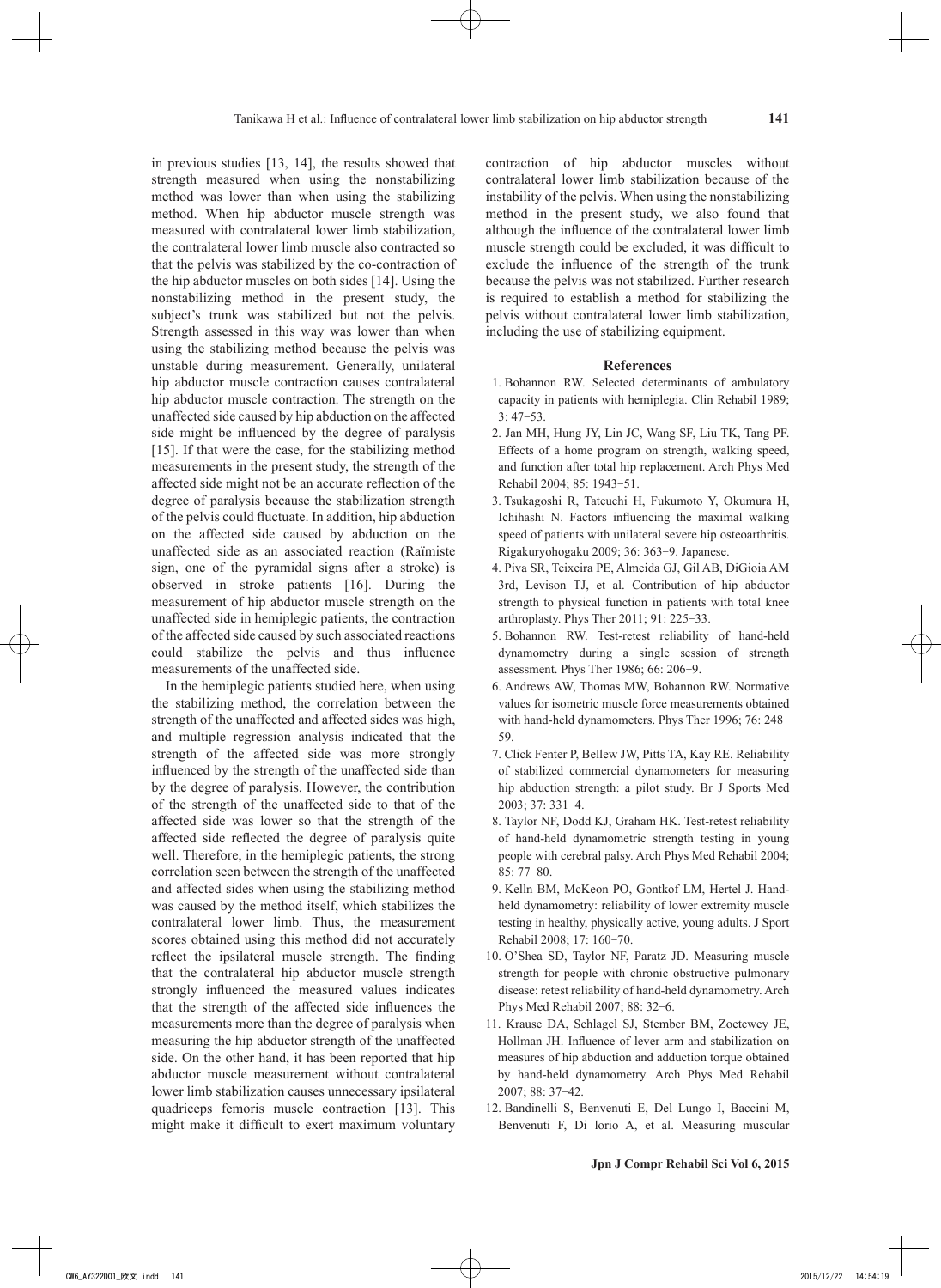in previous studies [13, 14], the results showed that strength measured when using the nonstabilizing method was lower than when using the stabilizing method. When hip abductor muscle strength was measured with contralateral lower limb stabilization, the contralateral lower limb muscle also contracted so that the pelvis was stabilized by the co-contraction of the hip abductor muscles on both sides [14]. Using the nonstabilizing method in the present study, the subject's trunk was stabilized but not the pelvis. Strength assessed in this way was lower than when using the stabilizing method because the pelvis was unstable during measurement. Generally, unilateral hip abductor muscle contraction causes contralateral hip abductor muscle contraction. The strength on the unaffected side caused by hip abduction on the affected side might be influenced by the degree of paralysis [15]. If that were the case, for the stabilizing method measurements in the present study, the strength of the affected side might not be an accurate reflection of the degree of paralysis because the stabilization strength of the pelvis could fluctuate. In addition, hip abduction on the affected side caused by abduction on the unaffected side as an associated reaction (Raïmiste sign, one of the pyramidal signs after a stroke) is observed in stroke patients [16]. During the measurement of hip abductor muscle strength on the unaffected side in hemiplegic patients, the contraction of the affected side caused by such associated reactions could stabilize the pelvis and thus influence measurements of the unaffected side.

In the hemiplegic patients studied here, when using the stabilizing method, the correlation between the strength of the unaffected and affected sides was high, and multiple regression analysis indicated that the strength of the affected side was more strongly influenced by the strength of the unaffected side than by the degree of paralysis. However, the contribution of the strength of the unaffected side to that of the affected side was lower so that the strength of the affected side reflected the degree of paralysis quite well. Therefore, in the hemiplegic patients, the strong correlation seen between the strength of the unaffected and affected sides when using the stabilizing method was caused by the method itself, which stabilizes the contralateral lower limb. Thus, the measurement scores obtained using this method did not accurately reflect the ipsilateral muscle strength. The finding that the contralateral hip abductor muscle strength strongly influenced the measured values indicates that the strength of the affected side influences the measurements more than the degree of paralysis when measuring the hip abductor strength of the unaffected side. On the other hand, it has been reported that hip abductor muscle measurement without contralateral lower limb stabilization causes unnecessary ipsilateral quadriceps femoris muscle contraction [13]. This might make it difficult to exert maximum voluntary contraction of hip abductor muscles without contralateral lower limb stabilization because of the instability of the pelvis. When using the nonstabilizing method in the present study, we also found that although the influence of the contralateral lower limb muscle strength could be excluded, it was difficult to exclude the influence of the strength of the trunk because the pelvis was not stabilized. Further research is required to establish a method for stabilizing the pelvis without contralateral lower limb stabilization, including the use of stabilizing equipment.

## References

1. Bohannon RW. Selected determinants of ambulatory capacity in patients with hemiplegia. Clin Rehabil 1989; 3: 47‒53.
2. Jan MH, Hung JY, Lin JC, Wang SF, Liu TK, Tang PF. Effects of a home program on strength, walking speed, and function after total hip replacement. Arch Phys Med Rehabil 2004; 85: 1943‒51.
3. Tsukagoshi R, Tateuchi H, Fukumoto Y, Okumura H, Ichihashi N. Factors influencing the maximal walking speed of patients with unilateral severe hip osteoarthritis. Rigakuryohogaku 2009; 36: 363‒9. Japanese.
4. Piva SR, Teixeira PE, Almeida GJ, Gil AB, DiGioia AM 3rd, Levison TJ, et al. Contribution of hip abductor strength to physical function in patients with total knee arthroplasty. Phys Ther 2011; 91: 225‒33.
5. Bohannon RW. Test-retest reliability of hand-held dynamometry during a single session of strength assessment. Phys Ther 1986; 66: 206‒9.
6. Andrews AW, Thomas MW, Bohannon RW. Normative values for isometric muscle force measurements obtained with hand-held dynamometers. Phys Ther 1996; 76: 248‒59.
7. Click Fenter P, Bellew JW, Pitts TA, Kay RE. Reliability of stabilized commercial dynamometers for measuring hip abduction strength: a pilot study. Br J Sports Med 2003; 37: 331‒4.
8. Taylor NF, Dodd KJ, Graham HK. Test-retest reliability of hand-held dynamometric strength testing in young people with cerebral palsy. Arch Phys Med Rehabil 2004; 85: 77‒80.
9. Kelln BM, McKeon PO, Gontkof LM, Hertel J. Hand-held dynamometry: reliability of lower extremity muscle testing in healthy, physically active, young adults. J Sport Rehabil 2008; 17: 160‒70.
10. O'Shea SD, Taylor NF, Paratz JD. Measuring muscle strength for people with chronic obstructive pulmonary disease: retest reliability of hand-held dynamometry. Arch Phys Med Rehabil 2007; 88: 32‒6.
11. Krause DA, Schlagel SJ, Stember BM, Zoetewey JE, Hollman JH. Influence of lever arm and stabilization on measures of hip abduction and adduction torque obtained by hand-held dynamometry. Arch Phys Med Rehabil 2007; 88: 37‒42.
12. Bandinelli S, Benvenuti E, Del Lungo I, Baccini M, Benvenuti F, Di lorio A, et al. Measuring muscular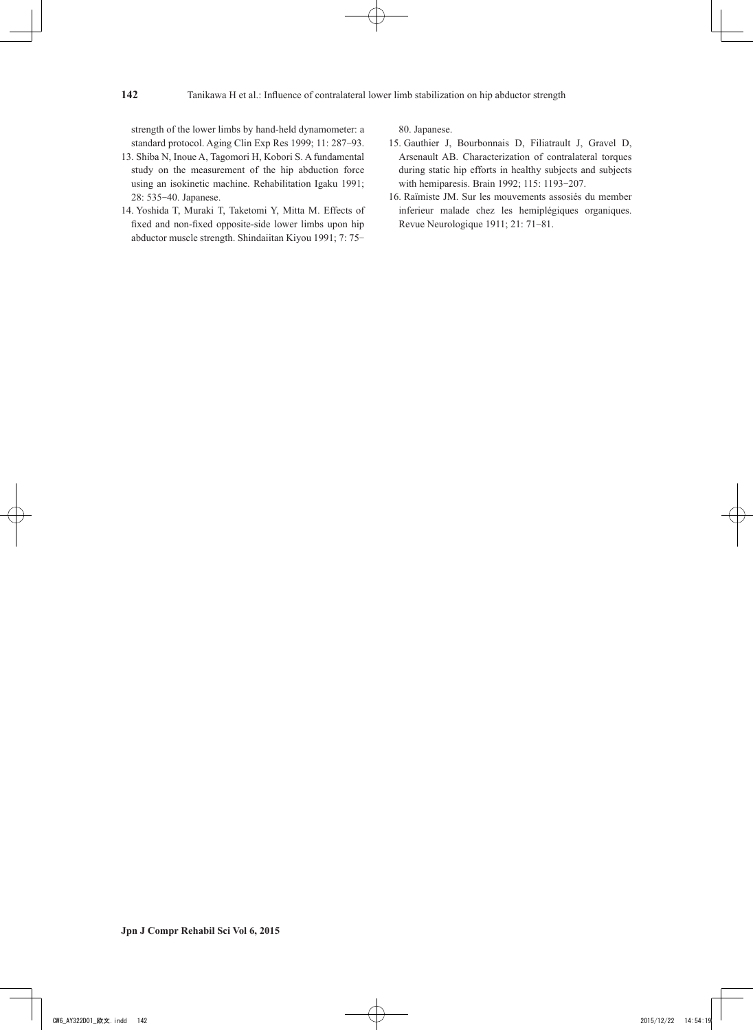strength of the lower limbs by hand-held dynamometer: a standard protocol. Aging Clin Exp Res 1999; 11: 287−93.

13. Shiba N, Inoue A, Tagomori H, Kobori S. A fundamental study on the measurement of the hip abduction force using an isokinetic machine. Rehabilitation Igaku 1991; 28: 535−40. Japanese.
14. Yoshida T, Muraki T, Taketomi Y, Mitta M. Effects of fixed and non-fixed opposite-side lower limbs upon hip abductor muscle strength. Shindaiitan Kiyou 1991; 7: 75−80. Japanese.
15. Gauthier J, Bourbonnais D, Filiatrault J, Gravel D, Arsenault AB. Characterization of contralateral torques during static hip efforts in healthy subjects and subjects with hemiparesis. Brain 1992; 115: 1193−207.
16. Raïmiste JM. Sur les mouvements assosiés du member inferieur malade chez les hemiplégiques organiques. Revue Neurologique 1911; 21: 71−81.